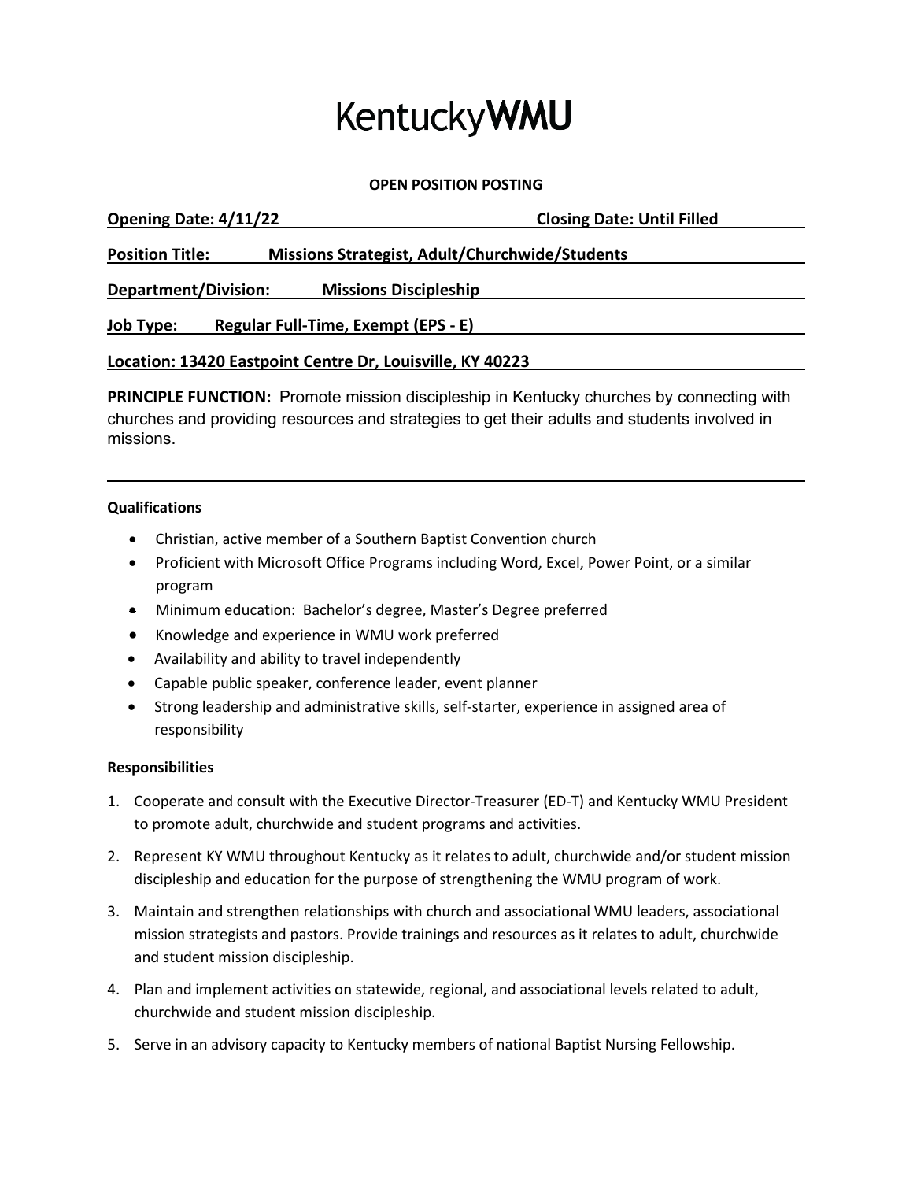# KentuckyWMU

**OPEN POSITION POSTING**

**Opening Date: 4/11/22** **Closing Date: Until Filled**

**Position Title:** **Missions Strategist, Adult/Churchwide/Students**

**Department/Division:** **Missions Discipleship**

**Job Type:** **Regular Full-Time, Exempt (EPS - E)**

**Location: 13420 Eastpoint Centre Dr, Louisville, KY 40223**

**PRINCIPLE FUNCTION:** Promote mission discipleship in Kentucky churches by connecting with churches and providing resources and strategies to get their adults and students involved in missions.

---

**Qualifications**

- Christian, active member of a Southern Baptist Convention church
- Proficient with Microsoft Office Programs including Word, Excel, Power Point, or a similar program
- Minimum education: Bachelor's degree, Master's Degree preferred
- Knowledge and experience in WMU work preferred
- Availability and ability to travel independently
- Capable public speaker, conference leader, event planner
- Strong leadership and administrative skills, self-starter, experience in assigned area of responsibility

**Responsibilities**

1. Cooperate and consult with the Executive Director-Treasurer (ED-T) and Kentucky WMU President to promote adult, churchwide and student programs and activities.
2. Represent KY WMU throughout Kentucky as it relates to adult, churchwide and/or student mission discipleship and education for the purpose of strengthening the WMU program of work.
3. Maintain and strengthen relationships with church and associational WMU leaders, associational mission strategists and pastors. Provide trainings and resources as it relates to adult, churchwide and student mission discipleship.
4. Plan and implement activities on statewide, regional, and associational levels related to adult, churchwide and student mission discipleship.
5. Serve in an advisory capacity to Kentucky members of national Baptist Nursing Fellowship.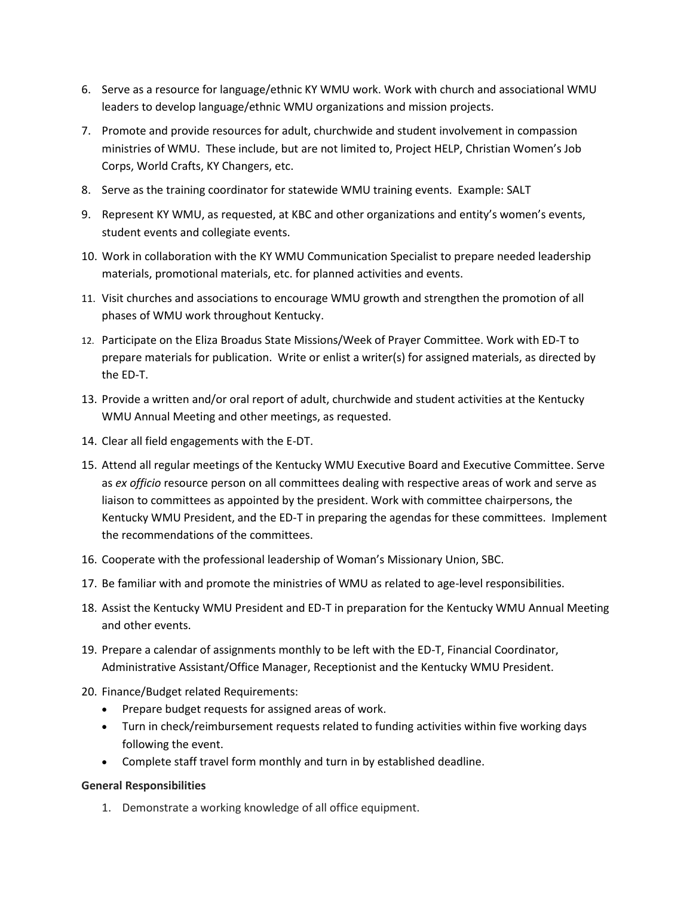6. Serve as a resource for language/ethnic KY WMU work. Work with church and associational WMU leaders to develop language/ethnic WMU organizations and mission projects.
7. Promote and provide resources for adult, churchwide and student involvement in compassion ministries of WMU. These include, but are not limited to, Project HELP, Christian Women's Job Corps, World Crafts, KY Changers, etc.
8. Serve as the training coordinator for statewide WMU training events. Example: SALT
9. Represent KY WMU, as requested, at KBC and other organizations and entity's women's events, student events and collegiate events.
10. Work in collaboration with the KY WMU Communication Specialist to prepare needed leadership materials, promotional materials, etc. for planned activities and events.
11. Visit churches and associations to encourage WMU growth and strengthen the promotion of all phases of WMU work throughout Kentucky.
12. Participate on the Eliza Broadus State Missions/Week of Prayer Committee. Work with ED-T to prepare materials for publication. Write or enlist a writer(s) for assigned materials, as directed by the ED-T.
13. Provide a written and/or oral report of adult, churchwide and student activities at the Kentucky WMU Annual Meeting and other meetings, as requested.
14. Clear all field engagements with the E-DT.
15. Attend all regular meetings of the Kentucky WMU Executive Board and Executive Committee. Serve as *ex officio* resource person on all committees dealing with respective areas of work and serve as liaison to committees as appointed by the president. Work with committee chairpersons, the Kentucky WMU President, and the ED-T in preparing the agendas for these committees. Implement the recommendations of the committees.
16. Cooperate with the professional leadership of Woman's Missionary Union, SBC.
17. Be familiar with and promote the ministries of WMU as related to age-level responsibilities.
18. Assist the Kentucky WMU President and ED-T in preparation for the Kentucky WMU Annual Meeting and other events.
19. Prepare a calendar of assignments monthly to be left with the ED-T, Financial Coordinator, Administrative Assistant/Office Manager, Receptionist and the Kentucky WMU President.
20. Finance/Budget related Requirements:
    - Prepare budget requests for assigned areas of work.
    - Turn in check/reimbursement requests related to funding activities within five working days following the event.
    - Complete staff travel form monthly and turn in by established deadline.

**General Responsibilities**

1. Demonstrate a working knowledge of all office equipment.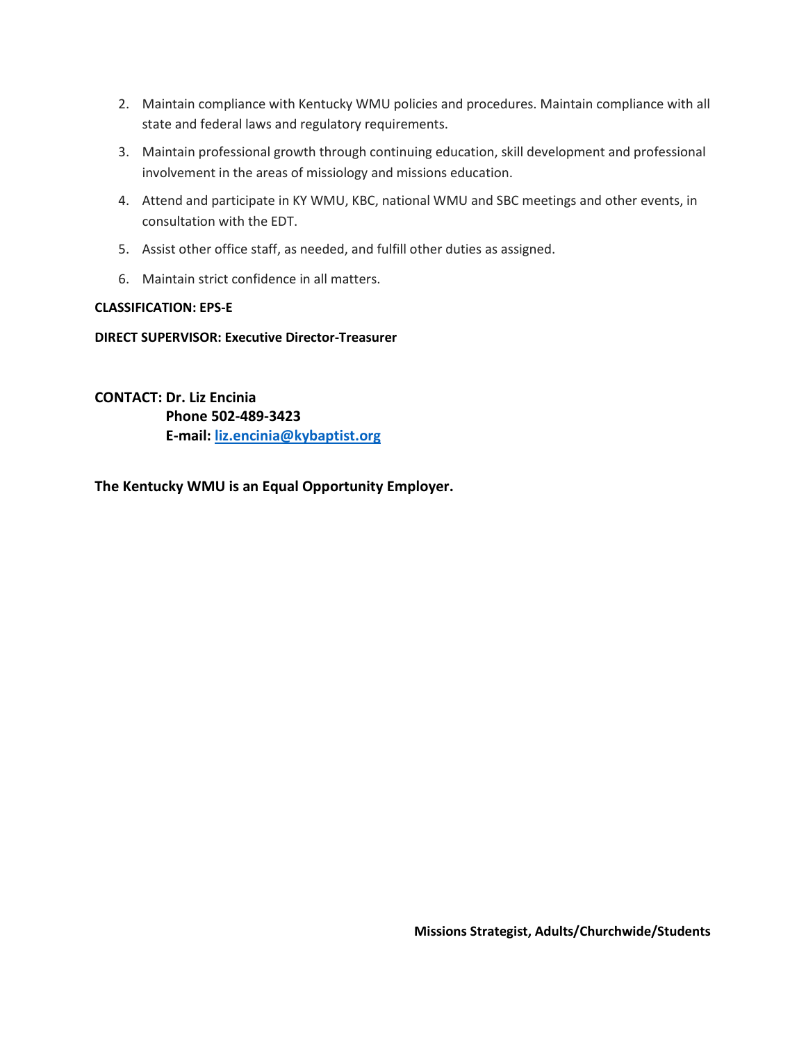2. Maintain compliance with Kentucky WMU policies and procedures. Maintain compliance with all state and federal laws and regulatory requirements.
3. Maintain professional growth through continuing education, skill development and professional involvement in the areas of missiology and missions education.
4. Attend and participate in KY WMU, KBC, national WMU and SBC meetings and other events, in consultation with the EDT.
5. Assist other office staff, as needed, and fulfill other duties as assigned.
6. Maintain strict confidence in all matters.

**CLASSIFICATION: EPS-E**

**DIRECT SUPERVISOR: Executive Director-Treasurer**

**CONTACT: Dr. Liz Encinia**
**Phone 502-489-3423**
**E-mail: liz.encinia@kybaptist.org**

**The Kentucky WMU is an Equal Opportunity Employer.**